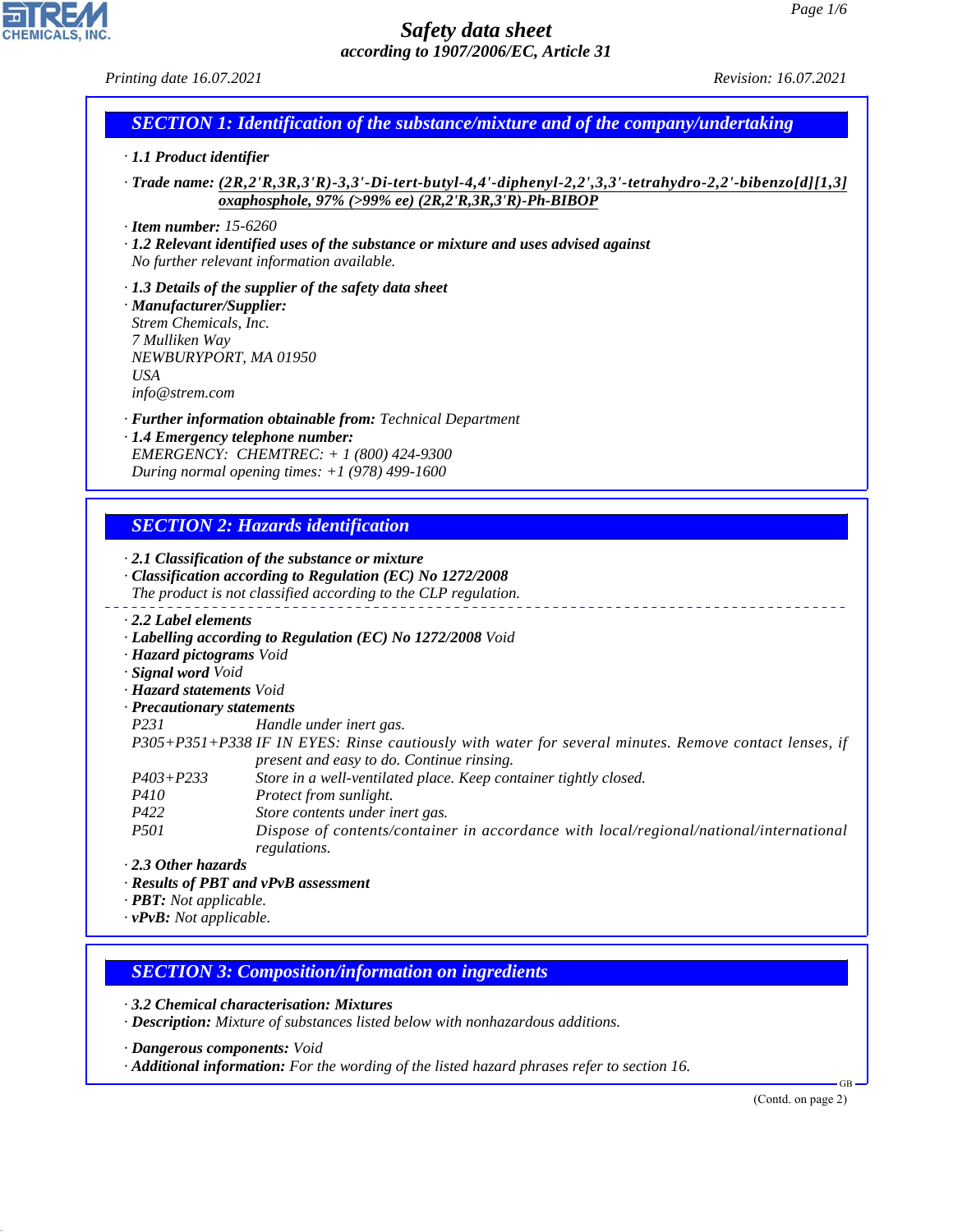# Safety data sheet

*according to 1907/2006/EC, Article 31*

Printing date 16.07.2021 Revision: 16.07.2021

## SECTION 1: Identification of the substance/mixture and of the company/undertaking

· **1.1 Product identifier**

· **Trade name:** **(2R,2'R,3R,3'R)-3,3'-Di-tert-butyl-4,4'-diphenyl-2,2',3,3'-tetrahydro-2,2'-bibenzo[d][1,3] oxaphosphole, 97% (>99% ee) (2R,2'R,3R,3'R)-Ph-BIBOP**

· **Item number:** 15-6260

· **1.2 Relevant identified uses of the substance or mixture and uses advised against**
No further relevant information available.

· **1.3 Details of the supplier of the safety data sheet**

· **Manufacturer/Supplier:**
Strem Chemicals, Inc.
7 Mulliken Way
NEWBURYPORT, MA 01950
USA
info@strem.com

· **Further information obtainable from:** Technical Department

· **1.4 Emergency telephone number:**
EMERGENCY: CHEMTREC: + 1 (800) 424-9300
During normal opening times: +1 (978) 499-1600

## SECTION 2: Hazards identification

· **2.1 Classification of the substance or mixture**

· **Classification according to Regulation (EC) No 1272/2008**
The product is not classified according to the CLP regulation.

· **2.2 Label elements**

· **Labelling according to Regulation (EC) No 1272/2008** Void

· **Hazard pictograms** Void

· **Signal word** Void

· **Hazard statements** Void

· **Precautionary statements**

| | |
|---|---|
| P231 | Handle under inert gas. |
| P305+P351+P338 | IF IN EYES: Rinse cautiously with water for several minutes. Remove contact lenses, if present and easy to do. Continue rinsing. |
| P403+P233 | Store in a well-ventilated place. Keep container tightly closed. |
| P410 | Protect from sunlight. |
| P422 | Store contents under inert gas. |
| P501 | Dispose of contents/container in accordance with local/regional/national/international regulations. |

· **2.3 Other hazards**

· **Results of PBT and vPvB assessment**

· **PBT:** Not applicable.

· **vPvB:** Not applicable.

## SECTION 3: Composition/information on ingredients

· **3.2 Chemical characterisation: Mixtures**

· **Description:** Mixture of substances listed below with nonhazardous additions.

· **Dangerous components:** Void

· **Additional information:** For the wording of the listed hazard phrases refer to section 16.

(Contd. on page 2)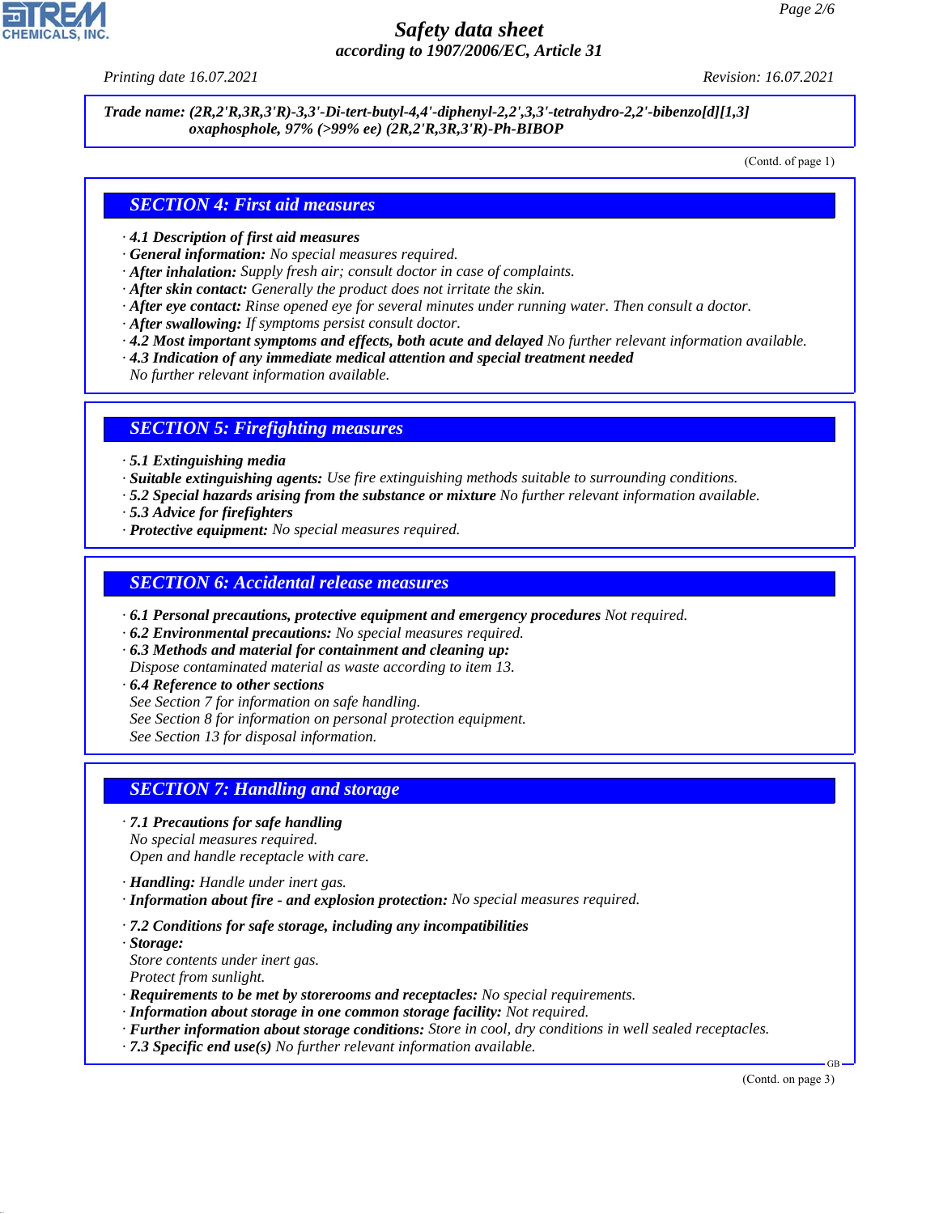**Trade name: (2R,2'R,3R,3'R)-3,3'-Di-tert-butyl-4,4'-diphenyl-2,2',3,3'-tetrahydro-2,2'-bibenzo[d][1,3] oxaphosphole, 97% (>99% ee) (2R,2'R,3R,3'R)-Ph-BIBOP**

(Contd. of page 1)

## SECTION 4: First aid measures

· **4.1 Description of first aid measures**
· **General information:** No special measures required.
· **After inhalation:** Supply fresh air; consult doctor in case of complaints.
· **After skin contact:** Generally the product does not irritate the skin.
· **After eye contact:** Rinse opened eye for several minutes under running water. Then consult a doctor.
· **After swallowing:** If symptoms persist consult doctor.
· **4.2 Most important symptoms and effects, both acute and delayed** No further relevant information available.
· **4.3 Indication of any immediate medical attention and special treatment needed**
No further relevant information available.

## SECTION 5: Firefighting measures

· **5.1 Extinguishing media**
· **Suitable extinguishing agents:** Use fire extinguishing methods suitable to surrounding conditions.
· **5.2 Special hazards arising from the substance or mixture** No further relevant information available.
· **5.3 Advice for firefighters**
· **Protective equipment:** No special measures required.

## SECTION 6: Accidental release measures

· **6.1 Personal precautions, protective equipment and emergency procedures** Not required.
· **6.2 Environmental precautions:** No special measures required.
· **6.3 Methods and material for containment and cleaning up:**
Dispose contaminated material as waste according to item 13.
· **6.4 Reference to other sections**
See Section 7 for information on safe handling.
See Section 8 for information on personal protection equipment.
See Section 13 for disposal information.

## SECTION 7: Handling and storage

· **7.1 Precautions for safe handling**
No special measures required.
Open and handle receptacle with care.

· **Handling:** Handle under inert gas.
· **Information about fire - and explosion protection:** No special measures required.

· **7.2 Conditions for safe storage, including any incompatibilities**
· **Storage:**
Store contents under inert gas.
Protect from sunlight.
· **Requirements to be met by storerooms and receptacles:** No special requirements.
· **Information about storage in one common storage facility:** Not required.
· **Further information about storage conditions:** Store in cool, dry conditions in well sealed receptacles.
· **7.3 Specific end use(s)** No further relevant information available.

(Contd. on page 3)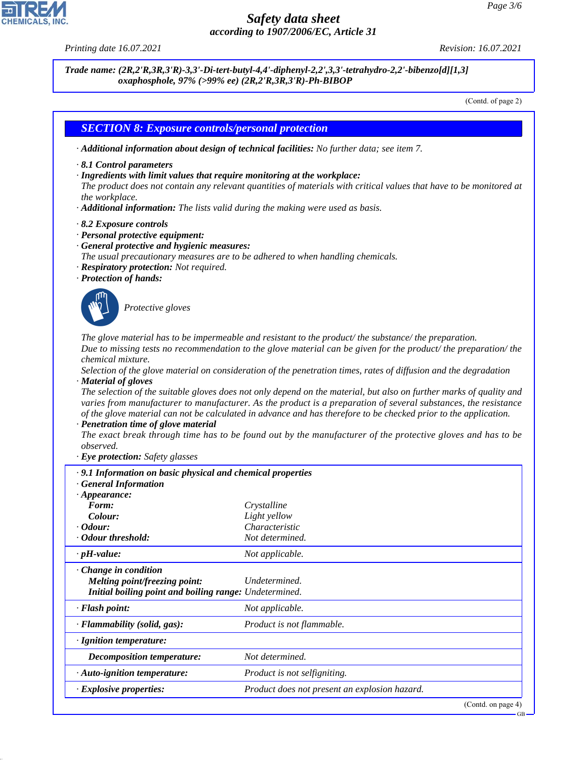Trade name: *(2R,2'R,3R,3'R)-3,3'-Di-tert-butyl-4,4'-diphenyl-2,2',3,3'-tetrahydro-2,2'-bibenzo[d][1,3] oxaphosphole, 97% (>99% ee) (2R,2'R,3R,3'R)-Ph-BIBOP*

(Contd. of page 2)

## SECTION 8: Exposure controls/personal protection

· **Additional information about design of technical facilities:** No further data; see item 7.

· **8.1 Control parameters**
· **Ingredients with limit values that require monitoring at the workplace:**
The product does not contain any relevant quantities of materials with critical values that have to be monitored at the workplace.
· **Additional information:** The lists valid during the making were used as basis.

· **8.2 Exposure controls**
· **Personal protective equipment:**
· **General protective and hygienic measures:**
The usual precautionary measures are to be adhered to when handling chemicals.
· **Respiratory protection:** Not required.
· **Protection of hands:**

Protective gloves

The glove material has to be impermeable and resistant to the product/ the substance/ the preparation.
Due to missing tests no recommendation to the glove material can be given for the product/ the preparation/ the chemical mixture.
Selection of the glove material on consideration of the penetration times, rates of diffusion and the degradation
· **Material of gloves**
The selection of the suitable gloves does not only depend on the material, but also on further marks of quality and varies from manufacturer to manufacturer. As the product is a preparation of several substances, the resistance of the glove material can not be calculated in advance and has therefore to be checked prior to the application.
· **Penetration time of glove material**
The exact break through time has to be found out by the manufacturer of the protective gloves and has to be observed.
· **Eye protection:** Safety glasses

· **9.1 Information on basic physical and chemical properties**
· **General Information**

| | |
|---|---|
| · **Appearance:** | |
| **Form:** | Crystalline |
| **Colour:** | Light yellow |
| · **Odour:** | Characteristic |
| · **Odour threshold:** | Not determined. |
| · **pH-value:** | Not applicable. |
| · **Change in condition** | |
| **Melting point/freezing point:** | Undetermined. |
| **Initial boiling point and boiling range:** | Undetermined. |
| · **Flash point:** | Not applicable. |
| · **Flammability (solid, gas):** | Product is not flammable. |
| · **Ignition temperature:** | |
| **Decomposition temperature:** | Not determined. |
| · **Auto-ignition temperature:** | Product is not selfigniting. |
| · **Explosive properties:** | Product does not present an explosion hazard. |

(Contd. on page 4)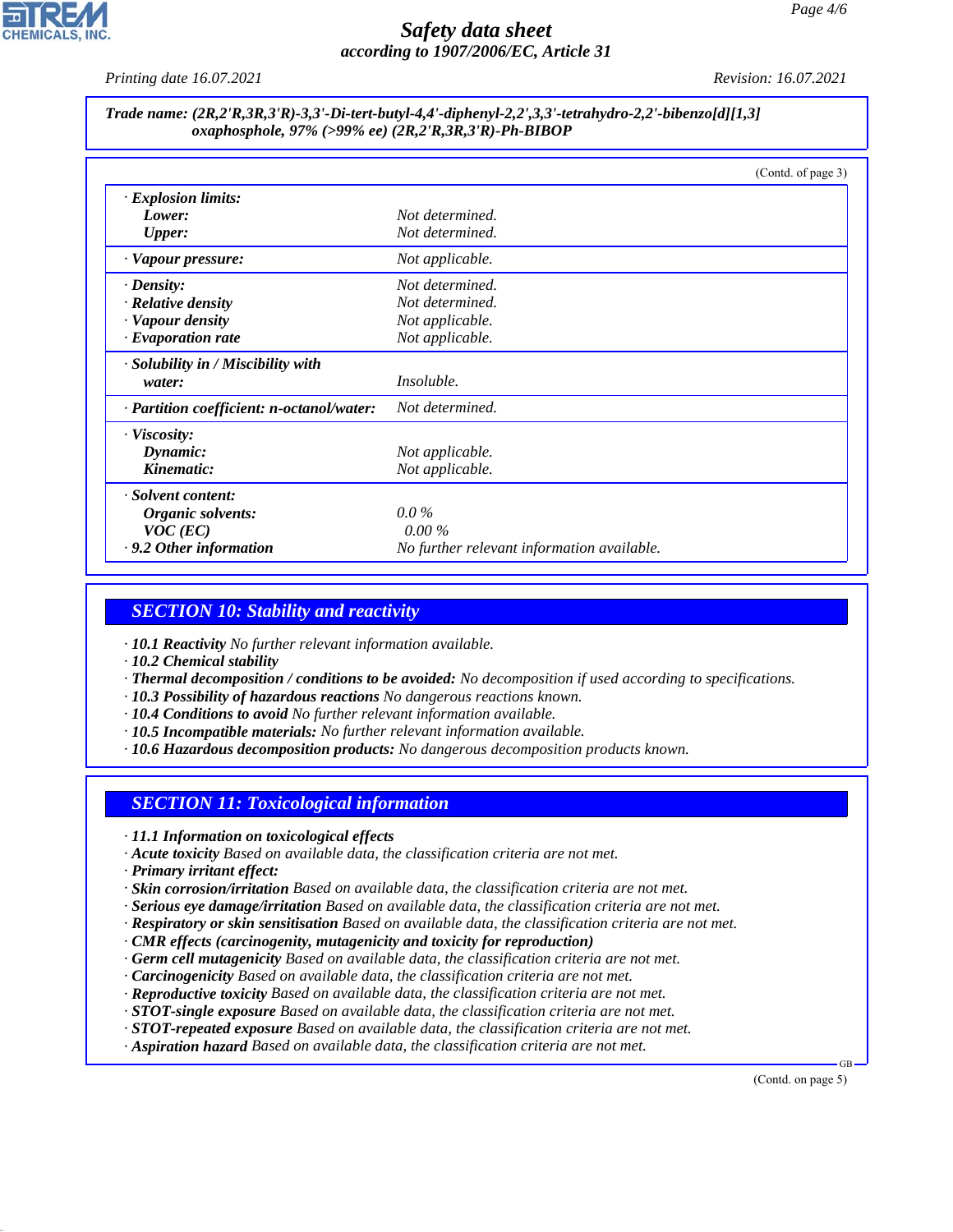**Trade name: (2R,2'R,3R,3'R)-3,3'-Di-tert-butyl-4,4'-diphenyl-2,2',3,3'-tetrahydro-2,2'-bibenzo[d][1,3] oxaphosphole, 97% (>99% ee) (2R,2'R,3R,3'R)-Ph-BIBOP**

(Contd. of page 3)

| | |
|---|---|
| · **Explosion limits:** | |
| **Lower:** | Not determined. |
| **Upper:** | Not determined. |
| · **Vapour pressure:** | Not applicable. |
| · **Density:** | Not determined. |
| · **Relative density** | Not determined. |
| · **Vapour density** | Not applicable. |
| · **Evaporation rate** | Not applicable. |
| · **Solubility in / Miscibility with water:** | Insoluble. |
| · **Partition coefficient: n-octanol/water:** | Not determined. |
| · **Viscosity:** | |
| **Dynamic:** | Not applicable. |
| **Kinematic:** | Not applicable. |
| · **Solvent content:** | |
| **Organic solvents:** | 0.0 % |
| **VOC (EC)** | 0.00 % |
| · **9.2 Other information** | No further relevant information available. |

## SECTION 10: Stability and reactivity

· **10.1 Reactivity** No further relevant information available.
· **10.2 Chemical stability**
· **Thermal decomposition / conditions to be avoided:** No decomposition if used according to specifications.
· **10.3 Possibility of hazardous reactions** No dangerous reactions known.
· **10.4 Conditions to avoid** No further relevant information available.
· **10.5 Incompatible materials:** No further relevant information available.
· **10.6 Hazardous decomposition products:** No dangerous decomposition products known.

## SECTION 11: Toxicological information

· **11.1 Information on toxicological effects**
· **Acute toxicity** Based on available data, the classification criteria are not met.
· **Primary irritant effect:**
· **Skin corrosion/irritation** Based on available data, the classification criteria are not met.
· **Serious eye damage/irritation** Based on available data, the classification criteria are not met.
· **Respiratory or skin sensitisation** Based on available data, the classification criteria are not met.
· **CMR effects (carcinogenity, mutagenicity and toxicity for reproduction)**
· **Germ cell mutagenicity** Based on available data, the classification criteria are not met.
· **Carcinogenicity** Based on available data, the classification criteria are not met.
· **Reproductive toxicity** Based on available data, the classification criteria are not met.
· **STOT-single exposure** Based on available data, the classification criteria are not met.
· **STOT-repeated exposure** Based on available data, the classification criteria are not met.
· **Aspiration hazard** Based on available data, the classification criteria are not met.

(Contd. on page 5)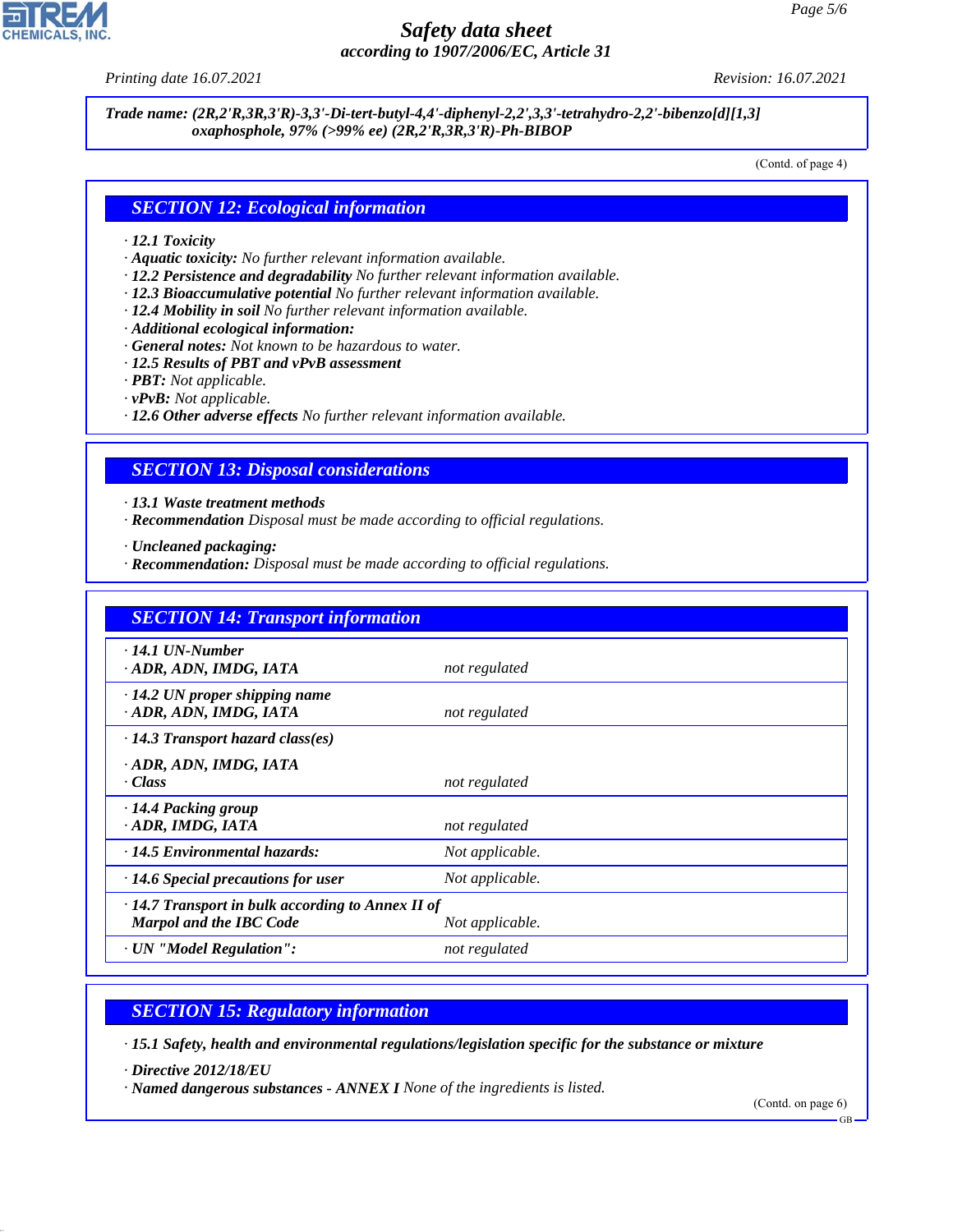**Trade name: (2R,2'R,3R,3'R)-3,3'-Di-tert-butyl-4,4'-diphenyl-2,2',3,3'-tetrahydro-2,2'-bibenzo[d][1,3] oxaphosphole, 97% (>99% ee) (2R,2'R,3R,3'R)-Ph-BIBOP**

(Contd. of page 4)

## SECTION 12: Ecological information

- **12.1 Toxicity**
- **Aquatic toxicity:** No further relevant information available.
- **12.2 Persistence and degradability** No further relevant information available.
- **12.3 Bioaccumulative potential** No further relevant information available.
- **12.4 Mobility in soil** No further relevant information available.
- **Additional ecological information:**
- **General notes:** Not known to be hazardous to water.
- **12.5 Results of PBT and vPvB assessment**
- **PBT:** Not applicable.
- **vPvB:** Not applicable.
- **12.6 Other adverse effects** No further relevant information available.

## SECTION 13: Disposal considerations

- **13.1 Waste treatment methods**
- **Recommendation** Disposal must be made according to official regulations.

- **Uncleaned packaging:**
- **Recommendation:** Disposal must be made according to official regulations.

## SECTION 14: Transport information

| | |
|---|---|
| **14.1 UN-Number**<br>**ADR, ADN, IMDG, IATA** | not regulated |
| **14.2 UN proper shipping name**<br>**ADR, ADN, IMDG, IATA** | not regulated |
| **14.3 Transport hazard class(es)**<br>**ADR, ADN, IMDG, IATA**<br>**Class** | not regulated |
| **14.4 Packing group**<br>**ADR, IMDG, IATA** | not regulated |
| **14.5 Environmental hazards:** | Not applicable. |
| **14.6 Special precautions for user** | Not applicable. |
| **14.7 Transport in bulk according to Annex II of Marpol and the IBC Code** | Not applicable. |
| **UN "Model Regulation":** | not regulated |

## SECTION 15: Regulatory information

- **15.1 Safety, health and environmental regulations/legislation specific for the substance or mixture**

- **Directive 2012/18/EU**
- **Named dangerous substances - ANNEX I** None of the ingredients is listed.

(Contd. on page 6)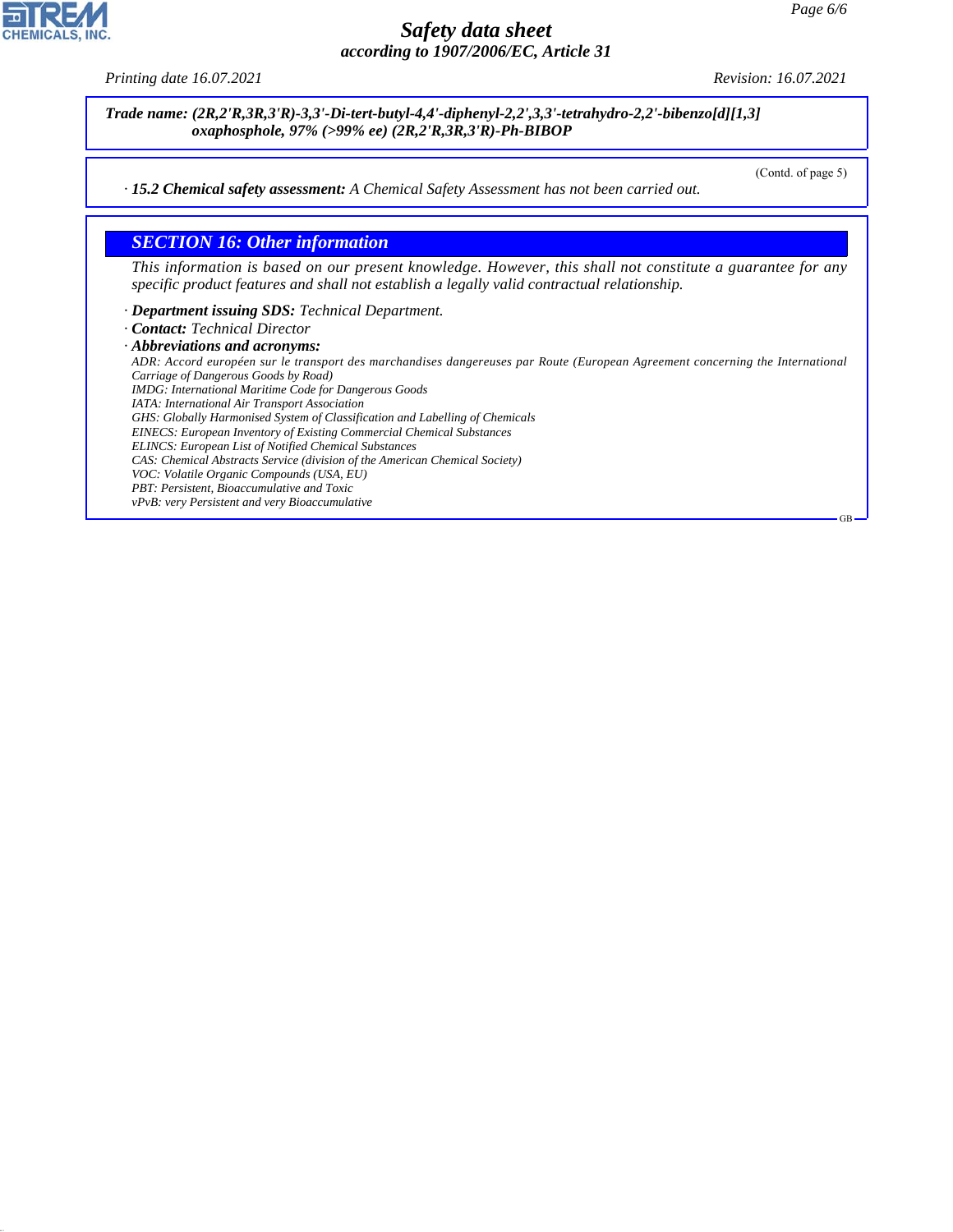**Trade name: (2R,2'R,3R,3'R)-3,3'-Di-tert-butyl-4,4'-diphenyl-2,2',3,3'-tetrahydro-2,2'-bibenzo[d][1,3] oxaphosphole, 97% (>99% ee) (2R,2'R,3R,3'R)-Ph-BIBOP**

(Contd. of page 5)

· **15.2 Chemical safety assessment:** *A Chemical Safety Assessment has not been carried out.*

## SECTION 16: Other information

*This information is based on our present knowledge. However, this shall not constitute a guarantee for any specific product features and shall not establish a legally valid contractual relationship.*

· **Department issuing SDS:** Technical Department.

· **Contact:** Technical Director

· **Abbreviations and acronyms:**

ADR: Accord européen sur le transport des marchandises dangereuses par Route (European Agreement concerning the International Carriage of Dangerous Goods by Road)
IMDG: International Maritime Code for Dangerous Goods
IATA: International Air Transport Association
GHS: Globally Harmonised System of Classification and Labelling of Chemicals
EINECS: European Inventory of Existing Commercial Chemical Substances
ELINCS: European List of Notified Chemical Substances
CAS: Chemical Abstracts Service (division of the American Chemical Society)
VOC: Volatile Organic Compounds (USA, EU)
PBT: Persistent, Bioaccumulative and Toxic
vPvB: very Persistent and very Bioaccumulative

GB